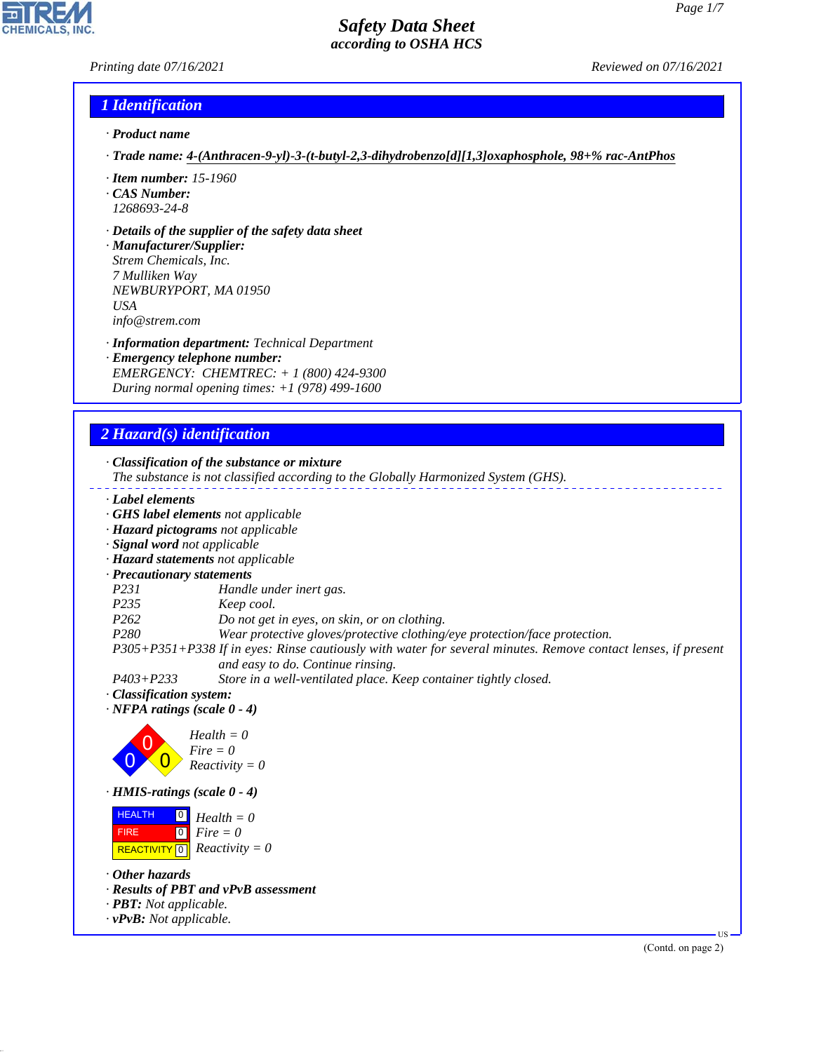# Safety Data Sheet
## according to OSHA HCS

Printing date 07/16/2021 Reviewed on 07/16/2021

## 1 Identification

· **Product name**

· **Trade name:** **4-(Anthracen-9-yl)-3-(t-butyl-2,3-dihydrobenzo[d][1,3]oxaphosphole, 98+% rac-AntPhos**

· **Item number:** 15-1960
· **CAS Number:**
1268693-24-8

· **Details of the supplier of the safety data sheet**
· **Manufacturer/Supplier:**
Strem Chemicals, Inc.
7 Mulliken Way
NEWBURYPORT, MA 01950
USA
info@strem.com

· **Information department:** Technical Department
· **Emergency telephone number:**
EMERGENCY: CHEMTREC: + 1 (800) 424-9300
During normal opening times: +1 (978) 499-1600

## 2 Hazard(s) identification

· **Classification of the substance or mixture**
The substance is not classified according to the Globally Harmonized System (GHS).

· **Label elements**
· **GHS label elements** not applicable
· **Hazard pictograms** not applicable
· **Signal word** not applicable
· **Hazard statements** not applicable
· **Precautionary statements**

| | |
|---|---|
| P231 | Handle under inert gas. |
| P235 | Keep cool. |
| P262 | Do not get in eyes, on skin, or on clothing. |
| P280 | Wear protective gloves/protective clothing/eye protection/face protection. |
| P305+P351+P338 | If in eyes: Rinse cautiously with water for several minutes. Remove contact lenses, if present and easy to do. Continue rinsing. |
| P403+P233 | Store in a well-ventilated place. Keep container tightly closed. |

· **Classification system:**
· **NFPA ratings (scale 0 - 4)**

Health = 0
Fire = 0
Reactivity = 0

· **HMIS-ratings (scale 0 - 4)**

| | | |
|---|---|---|
| HEALTH | 0 | Health = 0 |
| FIRE | 0 | Fire = 0 |
| REACTIVITY | 0 | Reactivity = 0 |

· **Other hazards**
· **Results of PBT and vPvB assessment**
· **PBT:** Not applicable.
· **vPvB:** Not applicable.

(Contd. on page 2)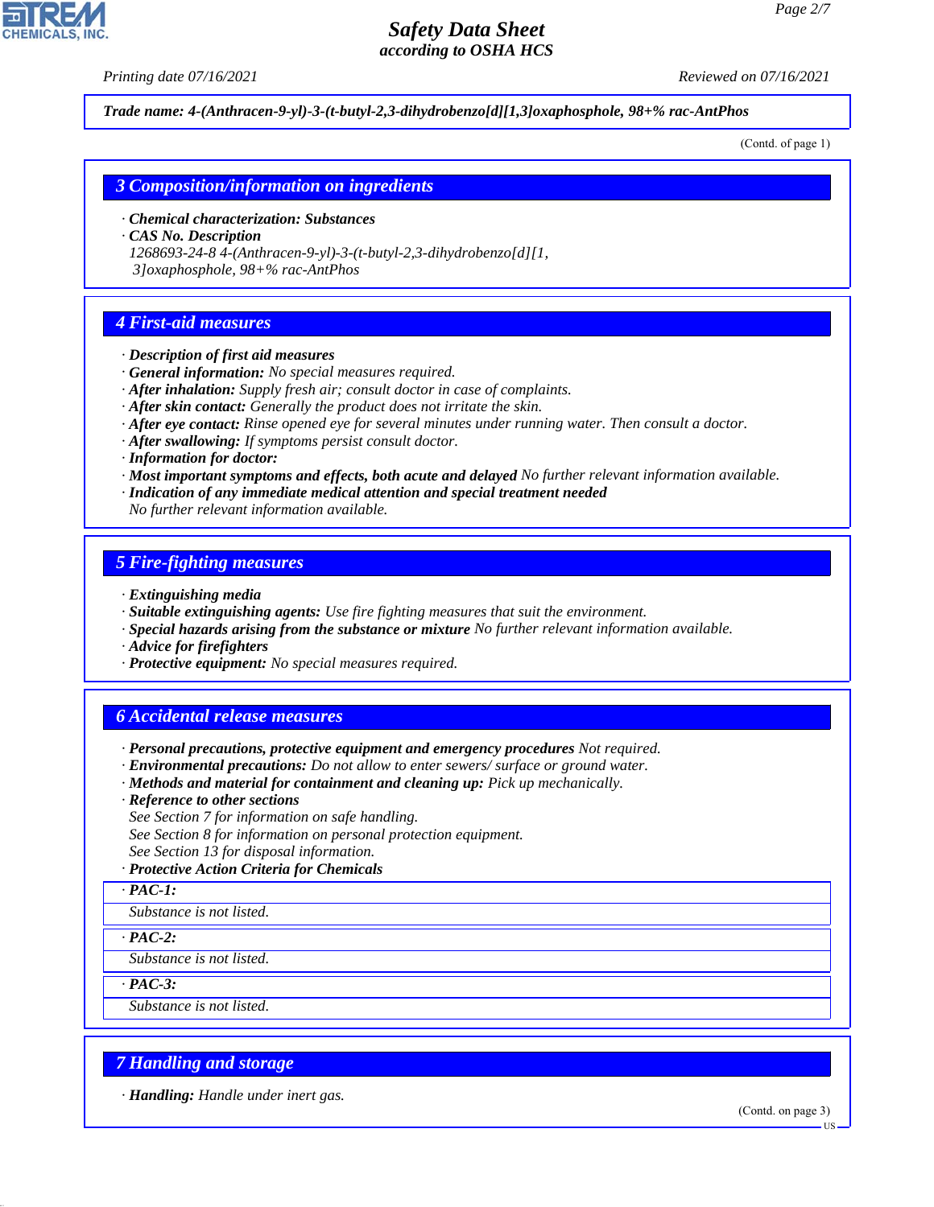**Trade name: 4-(Anthracen-9-yl)-3-(t-butyl-2,3-dihydrobenzo[d][1,3]oxaphosphole, 98+% rac-AntPhos**

(Contd. of page 1)

## 3 Composition/information on ingredients

· **Chemical characterization: Substances**
· **CAS No. Description**
1268693-24-8 4-(Anthracen-9-yl)-3-(t-butyl-2,3-dihydrobenzo[d][1,3]oxaphosphole, 98+% rac-AntPhos

## 4 First-aid measures

· **Description of first aid measures**
· **General information:** No special measures required.
· **After inhalation:** Supply fresh air; consult doctor in case of complaints.
· **After skin contact:** Generally the product does not irritate the skin.
· **After eye contact:** Rinse opened eye for several minutes under running water. Then consult a doctor.
· **After swallowing:** If symptoms persist consult doctor.
· **Information for doctor:**
· **Most important symptoms and effects, both acute and delayed** No further relevant information available.
· **Indication of any immediate medical attention and special treatment needed**
No further relevant information available.

## 5 Fire-fighting measures

· **Extinguishing media**
· **Suitable extinguishing agents:** Use fire fighting measures that suit the environment.
· **Special hazards arising from the substance or mixture** No further relevant information available.
· **Advice for firefighters**
· **Protective equipment:** No special measures required.

## 6 Accidental release measures

· **Personal precautions, protective equipment and emergency procedures** Not required.
· **Environmental precautions:** Do not allow to enter sewers/ surface or ground water.
· **Methods and material for containment and cleaning up:** Pick up mechanically.
· **Reference to other sections**
See Section 7 for information on safe handling.
See Section 8 for information on personal protection equipment.
See Section 13 for disposal information.
· **Protective Action Criteria for Chemicals**

· **PAC-1:**
Substance is not listed.

· **PAC-2:**
Substance is not listed.

· **PAC-3:**
Substance is not listed.

## 7 Handling and storage

· **Handling:** Handle under inert gas.

(Contd. on page 3)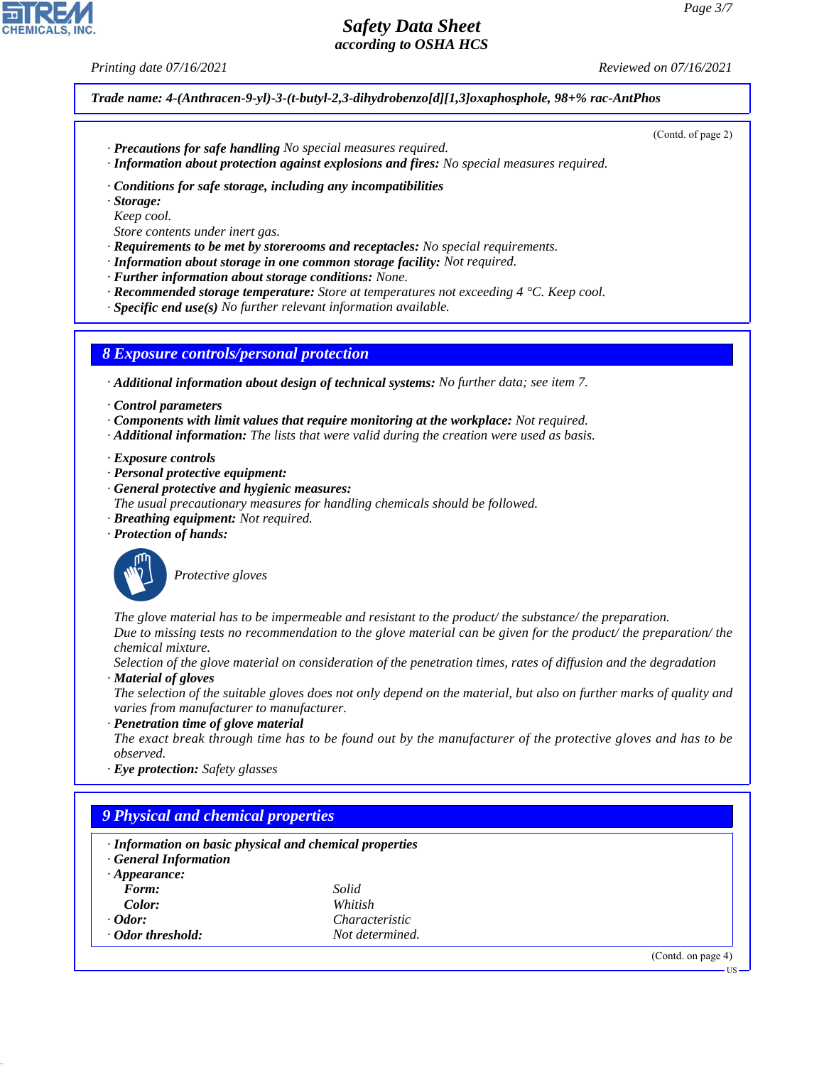**Trade name: 4-(Anthracen-9-yl)-3-(t-butyl-2,3-dihydrobenzo[d][1,3]oxaphosphole, 98+% rac-AntPhos**

(Contd. of page 2)

· **Precautions for safe handling** No special measures required.
· **Information about protection against explosions and fires:** No special measures required.

· **Conditions for safe storage, including any incompatibilities**
· **Storage:**
Keep cool.
Store contents under inert gas.
· **Requirements to be met by storerooms and receptacles:** No special requirements.
· **Information about storage in one common storage facility:** Not required.
· **Further information about storage conditions:** None.
· **Recommended storage temperature:** Store at temperatures not exceeding 4 °C. Keep cool.
· **Specific end use(s)** No further relevant information available.

## 8 Exposure controls/personal protection

· **Additional information about design of technical systems:** No further data; see item 7.

· **Control parameters**
· **Components with limit values that require monitoring at the workplace:** Not required.
· **Additional information:** The lists that were valid during the creation were used as basis.

· **Exposure controls**
· **Personal protective equipment:**
· **General protective and hygienic measures:**
The usual precautionary measures for handling chemicals should be followed.
· **Breathing equipment:** Not required.
· **Protection of hands:**

Protective gloves

The glove material has to be impermeable and resistant to the product/ the substance/ the preparation.
Due to missing tests no recommendation to the glove material can be given for the product/ the preparation/ the chemical mixture.
Selection of the glove material on consideration of the penetration times, rates of diffusion and the degradation
· **Material of gloves**
The selection of the suitable gloves does not only depend on the material, but also on further marks of quality and varies from manufacturer to manufacturer.
· **Penetration time of glove material**
The exact break through time has to be found out by the manufacturer of the protective gloves and has to be observed.
· **Eye protection:** Safety glasses

## 9 Physical and chemical properties

· **Information on basic physical and chemical properties**
· **General Information**
· **Appearance:**

| | |
|---|---|
| **Form:** | Solid |
| **Color:** | Whitish |
| · **Odor:** | Characteristic |
| · **Odor threshold:** | Not determined. |

(Contd. on page 4)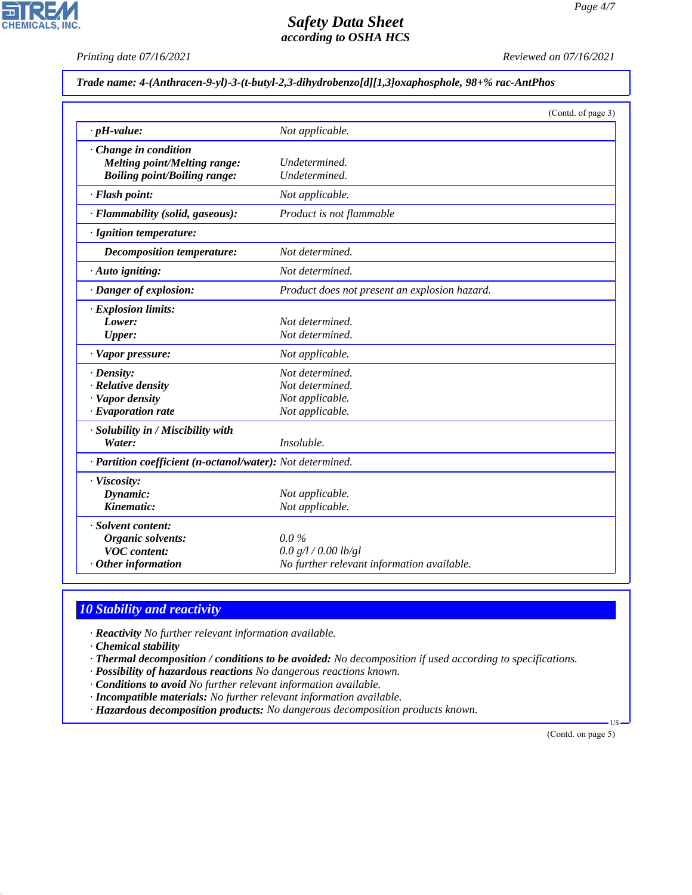Trade name: **4-(Anthracen-9-yl)-3-(t-butyl-2,3-dihydrobenzo[d][1,3]oxaphosphole, 98+% rac-AntPhos**

(Contd. of page 3)

| | |
|---|---|
| · **pH-value:** | Not applicable. |
| · **Change in condition** | |
| **Melting point/Melting range:** | Undetermined. |
| **Boiling point/Boiling range:** | Undetermined. |
| · **Flash point:** | Not applicable. |
| · **Flammability (solid, gaseous):** | Product is not flammable |
| · **Ignition temperature:** | |
| **Decomposition temperature:** | Not determined. |
| · **Auto igniting:** | Not determined. |
| · **Danger of explosion:** | Product does not present an explosion hazard. |
| · **Explosion limits:** | |
| **Lower:** | Not determined. |
| **Upper:** | Not determined. |
| · **Vapor pressure:** | Not applicable. |
| · **Density:** | Not determined. |
| · **Relative density** | Not determined. |
| · **Vapor density** | Not applicable. |
| · **Evaporation rate** | Not applicable. |
| · **Solubility in / Miscibility with** | |
| **Water:** | Insoluble. |
| · **Partition coefficient (n-octanol/water):** | Not determined. |
| · **Viscosity:** | |
| **Dynamic:** | Not applicable. |
| **Kinematic:** | Not applicable. |
| · **Solvent content:** | |
| **Organic solvents:** | 0.0 % |
| **VOC content:** | 0.0 g/l / 0.00 lb/gl |
| · **Other information** | No further relevant information available. |

## 10 Stability and reactivity

· **Reactivity** No further relevant information available.
· **Chemical stability**
· **Thermal decomposition / conditions to be avoided:** No decomposition if used according to specifications.
· **Possibility of hazardous reactions** No dangerous reactions known.
· **Conditions to avoid** No further relevant information available.
· **Incompatible materials:** No further relevant information available.
· **Hazardous decomposition products:** No dangerous decomposition products known.

(Contd. on page 5)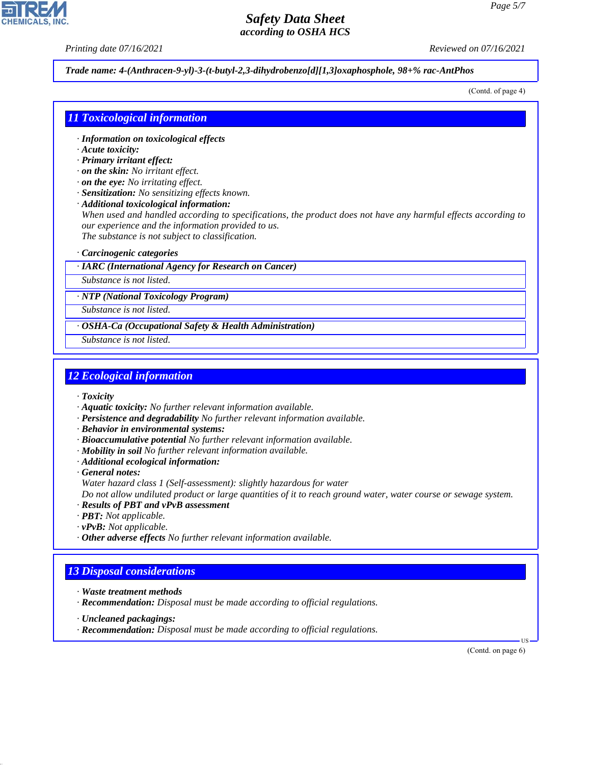**Trade name: 4-(Anthracen-9-yl)-3-(t-butyl-2,3-dihydrobenzo[d][1,3]oxaphosphole, 98+% rac-AntPhos**

(Contd. of page 4)

## 11 Toxicological information

- **Information on toxicological effects**
- **Acute toxicity:**
- **Primary irritant effect:**
- **on the skin:** No irritant effect.
- **on the eye:** No irritating effect.
- **Sensitization:** No sensitizing effects known.
- **Additional toxicological information:**
  When used and handled according to specifications, the product does not have any harmful effects according to our experience and the information provided to us.
  The substance is not subject to classification.

- **Carcinogenic categories**

| · IARC (International Agency for Research on Cancer) |
|---|
| Substance is not listed. |

| · NTP (National Toxicology Program) |
|---|
| Substance is not listed. |

| · OSHA-Ca (Occupational Safety & Health Administration) |
|---|
| Substance is not listed. |

## 12 Ecological information

- **Toxicity**
- **Aquatic toxicity:** No further relevant information available.
- **Persistence and degradability** No further relevant information available.
- **Behavior in environmental systems:**
- **Bioaccumulative potential** No further relevant information available.
- **Mobility in soil** No further relevant information available.
- **Additional ecological information:**
- **General notes:**
  Water hazard class 1 (Self-assessment): slightly hazardous for water
  Do not allow undiluted product or large quantities of it to reach ground water, water course or sewage system.
- **Results of PBT and vPvB assessment**
- **PBT:** Not applicable.
- **vPvB:** Not applicable.
- **Other adverse effects** No further relevant information available.

## 13 Disposal considerations

- **Waste treatment methods**
- **Recommendation:** Disposal must be made according to official regulations.

- **Uncleaned packagings:**
- **Recommendation:** Disposal must be made according to official regulations.

(Contd. on page 6)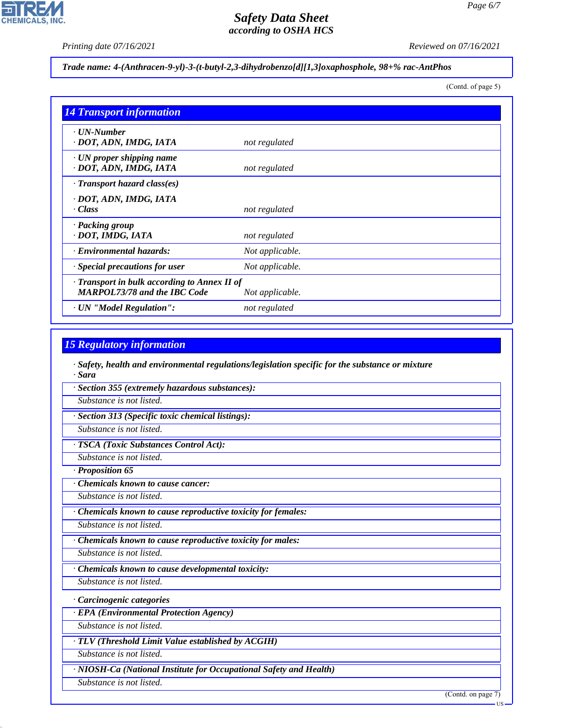Trade name: 4-(Anthracen-9-yl)-3-(t-butyl-2,3-dihydrobenzo[d][1,3]oxaphosphole, 98+% rac-AntPhos

(Contd. of page 5)

## 14 Transport information

| | |
|---|---|
| · UN-Number<br>· DOT, ADN, IMDG, IATA | not regulated |
| · UN proper shipping name<br>· DOT, ADN, IMDG, IATA | not regulated |
| · Transport hazard class(es)<br>· DOT, ADN, IMDG, IATA<br>· Class | not regulated |
| · Packing group<br>· DOT, IMDG, IATA | not regulated |
| · Environmental hazards: | Not applicable. |
| · Special precautions for user | Not applicable. |
| · Transport in bulk according to Annex II of MARPOL73/78 and the IBC Code | Not applicable. |
| · UN "Model Regulation": | not regulated |

## 15 Regulatory information

· Safety, health and environmental regulations/legislation specific for the substance or mixture

· Sara

· Section 355 (extremely hazardous substances):

Substance is not listed.

· Section 313 (Specific toxic chemical listings):

Substance is not listed.

· TSCA (Toxic Substances Control Act):

Substance is not listed.

· Proposition 65

· Chemicals known to cause cancer:

Substance is not listed.

· Chemicals known to cause reproductive toxicity for females:

Substance is not listed.

· Chemicals known to cause reproductive toxicity for males:

Substance is not listed.

· Chemicals known to cause developmental toxicity:

Substance is not listed.

· Carcinogenic categories

· EPA (Environmental Protection Agency)

Substance is not listed.

· TLV (Threshold Limit Value established by ACGIH)

Substance is not listed.

· NIOSH-Ca (National Institute for Occupational Safety and Health)

Substance is not listed.

(Contd. on page 7)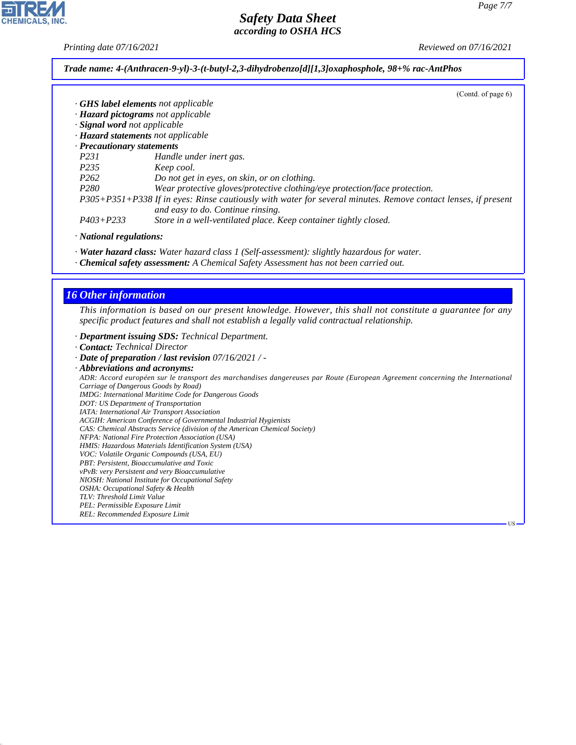**Trade name: 4-(Anthracen-9-yl)-3-(t-butyl-2,3-dihydrobenzo[d][1,3]oxaphosphole, 98+% rac-AntPhos**

(Contd. of page 6)

· **GHS label elements** not applicable
· **Hazard pictograms** not applicable
· **Signal word** not applicable
· **Hazard statements** not applicable
· **Precautionary statements**

| | |
|---|---|
| P231 | Handle under inert gas. |
| P235 | Keep cool. |
| P262 | Do not get in eyes, on skin, or on clothing. |
| P280 | Wear protective gloves/protective clothing/eye protection/face protection. |
| P305+P351+P338 | If in eyes: Rinse cautiously with water for several minutes. Remove contact lenses, if present and easy to do. Continue rinsing. |
| P403+P233 | Store in a well-ventilated place. Keep container tightly closed. |

· **National regulations:**

· **Water hazard class:** Water hazard class 1 (Self-assessment): slightly hazardous for water.
· **Chemical safety assessment:** A Chemical Safety Assessment has not been carried out.

## 16 Other information

This information is based on our present knowledge. However, this shall not constitute a guarantee for any specific product features and shall not establish a legally valid contractual relationship.

· **Department issuing SDS:** Technical Department.
· **Contact:** Technical Director
· **Date of preparation / last revision** 07/16/2021 / -
· **Abbreviations and acronyms:**

ADR: Accord européen sur le transport des marchandises dangereuses par Route (European Agreement concerning the International Carriage of Dangerous Goods by Road)
IMDG: International Maritime Code for Dangerous Goods
DOT: US Department of Transportation
IATA: International Air Transport Association
ACGIH: American Conference of Governmental Industrial Hygienists
CAS: Chemical Abstracts Service (division of the American Chemical Society)
NFPA: National Fire Protection Association (USA)
HMIS: Hazardous Materials Identification System (USA)
VOC: Volatile Organic Compounds (USA, EU)
PBT: Persistent, Bioaccumulative and Toxic
vPvB: very Persistent and very Bioaccumulative
NIOSH: National Institute for Occupational Safety
OSHA: Occupational Safety & Health
TLV: Threshold Limit Value
PEL: Permissible Exposure Limit
REL: Recommended Exposure Limit